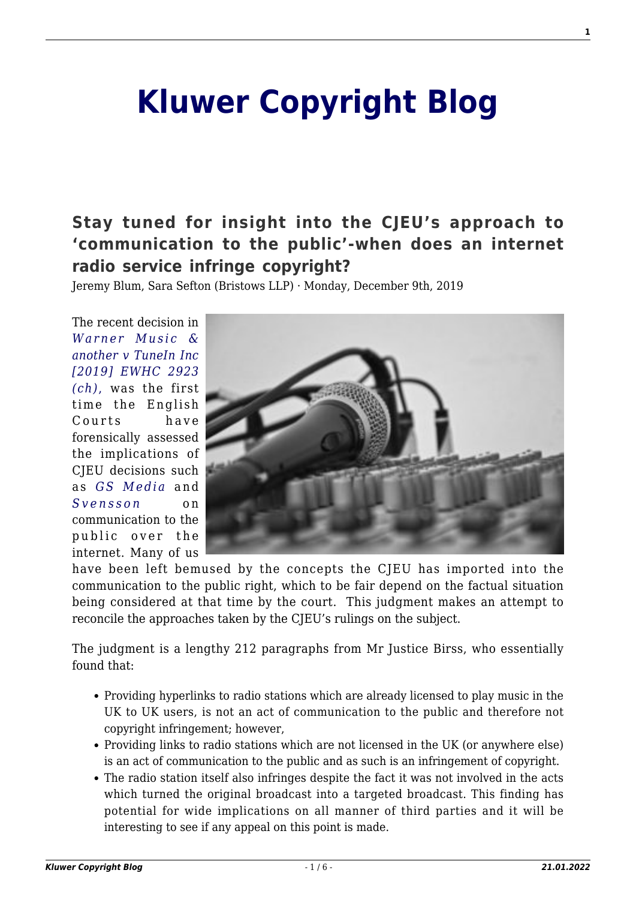# Kluwer Copyright Blog

## Stay tuned for insight into the CJEU's approach to 'communication to the public'-when does an internet radio service infringe copyright?

Jeremy Blum, Sara Sefton (Bristows LLP) · Monday, December 9th, 2019

The recent decision in *Warner Music & another v TuneIn Inc [2019] EWHC 2923 (ch)*, was the first time the English Courts have forensically assessed the implications of CJEU decisions such as *GS Media* and *Svensson* on communication to the public over the internet. Many of us have been left bemused by the concepts the CJEU has imported into the communication to the public right, which to be fair depend on the factual situation being considered at that time by the court. This judgment makes an attempt to reconcile the approaches taken by the CJEU's rulings on the subject.

The judgment is a lengthy 212 paragraphs from Mr Justice Birss, who essentially found that:

- Providing hyperlinks to radio stations which are already licensed to play music in the UK to UK users, is not an act of communication to the public and therefore not copyright infringement; however,
- Providing links to radio stations which are not licensed in the UK (or anywhere else) is an act of communication to the public and as such is an infringement of copyright.
- The radio station itself also infringes despite the fact it was not involved in the acts which turned the original broadcast into a targeted broadcast. This finding has potential for wide implications on all manner of third parties and it will be interesting to see if any appeal on this point is made.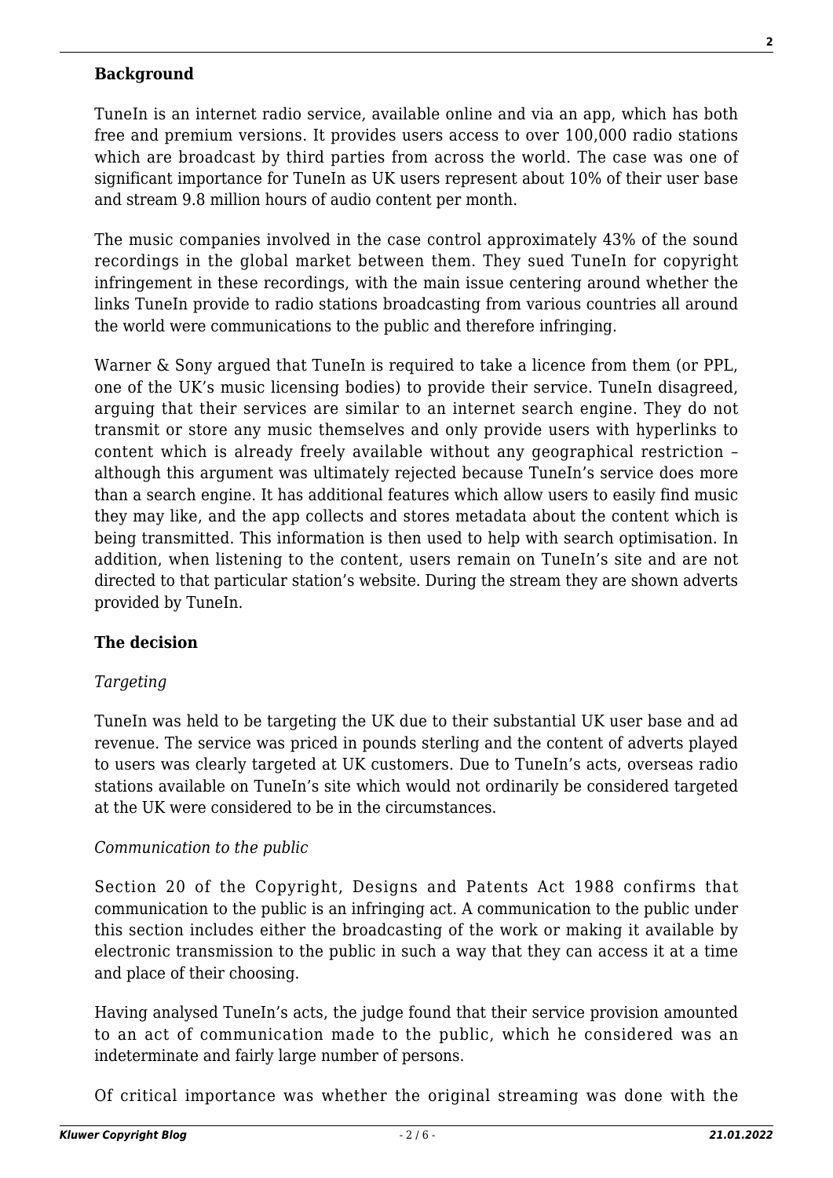**Background**

TuneIn is an internet radio service, available online and via an app, which has both free and premium versions. It provides users access to over 100,000 radio stations which are broadcast by third parties from across the world. The case was one of significant importance for TuneIn as UK users represent about 10% of their user base and stream 9.8 million hours of audio content per month.

The music companies involved in the case control approximately 43% of the sound recordings in the global market between them. They sued TuneIn for copyright infringement in these recordings, with the main issue centering around whether the links TuneIn provide to radio stations broadcasting from various countries all around the world were communications to the public and therefore infringing.

Warner & Sony argued that TuneIn is required to take a licence from them (or PPL, one of the UK's music licensing bodies) to provide their service. TuneIn disagreed, arguing that their services are similar to an internet search engine. They do not transmit or store any music themselves and only provide users with hyperlinks to content which is already freely available without any geographical restriction – although this argument was ultimately rejected because TuneIn's service does more than a search engine. It has additional features which allow users to easily find music they may like, and the app collects and stores metadata about the content which is being transmitted. This information is then used to help with search optimisation. In addition, when listening to the content, users remain on TuneIn's site and are not directed to that particular station's website. During the stream they are shown adverts provided by TuneIn.

**The decision**

*Targeting*

TuneIn was held to be targeting the UK due to their substantial UK user base and ad revenue. The service was priced in pounds sterling and the content of adverts played to users was clearly targeted at UK customers. Due to TuneIn's acts, overseas radio stations available on TuneIn's site which would not ordinarily be considered targeted at the UK were considered to be in the circumstances.

*Communication to the public*

Section 20 of the Copyright, Designs and Patents Act 1988 confirms that communication to the public is an infringing act. A communication to the public under this section includes either the broadcasting of the work or making it available by electronic transmission to the public in such a way that they can access it at a time and place of their choosing.

Having analysed TuneIn's acts, the judge found that their service provision amounted to an act of communication made to the public, which he considered was an indeterminate and fairly large number of persons.

Of critical importance was whether the original streaming was done with the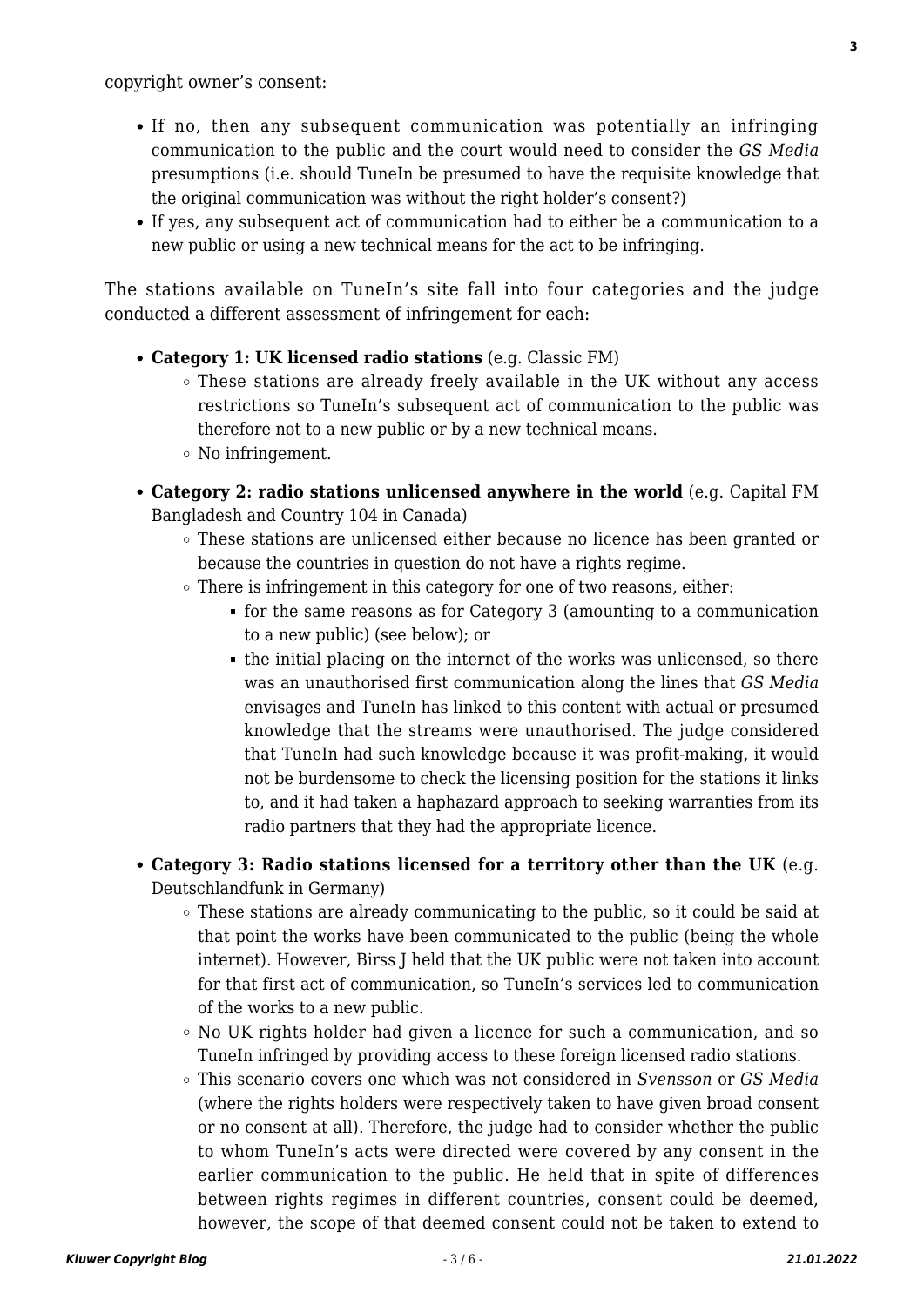copyright owner's consent:

- If no, then any subsequent communication was potentially an infringing communication to the public and the court would need to consider the *GS Media* presumptions (i.e. should TuneIn be presumed to have the requisite knowledge that the original communication was without the right holder's consent?)
- If yes, any subsequent act of communication had to either be a communication to a new public or using a new technical means for the act to be infringing.

The stations available on TuneIn's site fall into four categories and the judge conducted a different assessment of infringement for each:

- **Category 1: UK licensed radio stations** (e.g. Classic FM)
  - These stations are already freely available in the UK without any access restrictions so TuneIn's subsequent act of communication to the public was therefore not to a new public or by a new technical means.
  - No infringement.
- **Category 2: radio stations unlicensed anywhere in the world** (e.g. Capital FM Bangladesh and Country 104 in Canada)
  - These stations are unlicensed either because no licence has been granted or because the countries in question do not have a rights regime.
  - There is infringement in this category for one of two reasons, either:
    - for the same reasons as for Category 3 (amounting to a communication to a new public) (see below); or
    - the initial placing on the internet of the works was unlicensed, so there was an unauthorised first communication along the lines that *GS Media* envisages and TuneIn has linked to this content with actual or presumed knowledge that the streams were unauthorised. The judge considered that TuneIn had such knowledge because it was profit-making, it would not be burdensome to check the licensing position for the stations it links to, and it had taken a haphazard approach to seeking warranties from its radio partners that they had the appropriate licence.
- **Category 3: Radio stations licensed for a territory other than the UK** (e.g. Deutschlandfunk in Germany)
  - These stations are already communicating to the public, so it could be said at that point the works have been communicated to the public (being the whole internet). However, Birss J held that the UK public were not taken into account for that first act of communication, so TuneIn's services led to communication of the works to a new public.
  - No UK rights holder had given a licence for such a communication, and so TuneIn infringed by providing access to these foreign licensed radio stations.
  - This scenario covers one which was not considered in *Svensson* or *GS Media* (where the rights holders were respectively taken to have given broad consent or no consent at all). Therefore, the judge had to consider whether the public to whom TuneIn's acts were directed were covered by any consent in the earlier communication to the public. He held that in spite of differences between rights regimes in different countries, consent could be deemed, however, the scope of that deemed consent could not be taken to extend to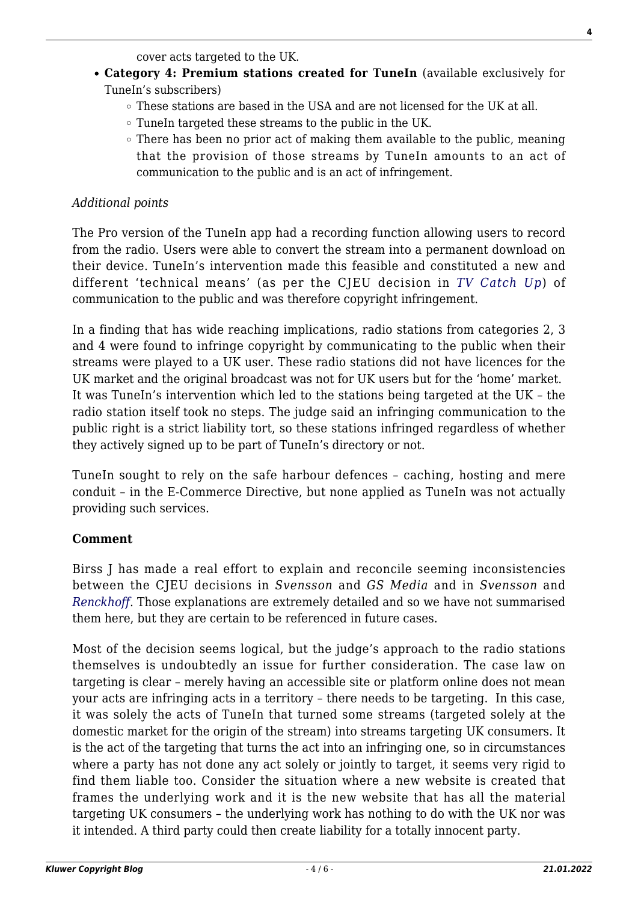cover acts targeted to the UK.

- **Category 4: Premium stations created for TuneIn** (available exclusively for TuneIn's subscribers)
  - These stations are based in the USA and are not licensed for the UK at all.
  - TuneIn targeted these streams to the public in the UK.
  - There has been no prior act of making them available to the public, meaning that the provision of those streams by TuneIn amounts to an act of communication to the public and is an act of infringement.

*Additional points*

The Pro version of the TuneIn app had a recording function allowing users to record from the radio. Users were able to convert the stream into a permanent download on their device. TuneIn's intervention made this feasible and constituted a new and different 'technical means' (as per the CJEU decision in *TV Catch Up*) of communication to the public and was therefore copyright infringement.

In a finding that has wide reaching implications, radio stations from categories 2, 3 and 4 were found to infringe copyright by communicating to the public when their streams were played to a UK user. These radio stations did not have licences for the UK market and the original broadcast was not for UK users but for the 'home' market. It was TuneIn's intervention which led to the stations being targeted at the UK – the radio station itself took no steps. The judge said an infringing communication to the public right is a strict liability tort, so these stations infringed regardless of whether they actively signed up to be part of TuneIn's directory or not.

TuneIn sought to rely on the safe harbour defences – caching, hosting and mere conduit – in the E-Commerce Directive, but none applied as TuneIn was not actually providing such services.

**Comment**

Birss J has made a real effort to explain and reconcile seeming inconsistencies between the CJEU decisions in *Svensson* and *GS Media* and in *Svensson* and *Renckhoff*. Those explanations are extremely detailed and so we have not summarised them here, but they are certain to be referenced in future cases.

Most of the decision seems logical, but the judge's approach to the radio stations themselves is undoubtedly an issue for further consideration. The case law on targeting is clear – merely having an accessible site or platform online does not mean your acts are infringing acts in a territory – there needs to be targeting. In this case, it was solely the acts of TuneIn that turned some streams (targeted solely at the domestic market for the origin of the stream) into streams targeting UK consumers. It is the act of the targeting that turns the act into an infringing one, so in circumstances where a party has not done any act solely or jointly to target, it seems very rigid to find them liable too. Consider the situation where a new website is created that frames the underlying work and it is the new website that has all the material targeting UK consumers – the underlying work has nothing to do with the UK nor was it intended. A third party could then create liability for a totally innocent party.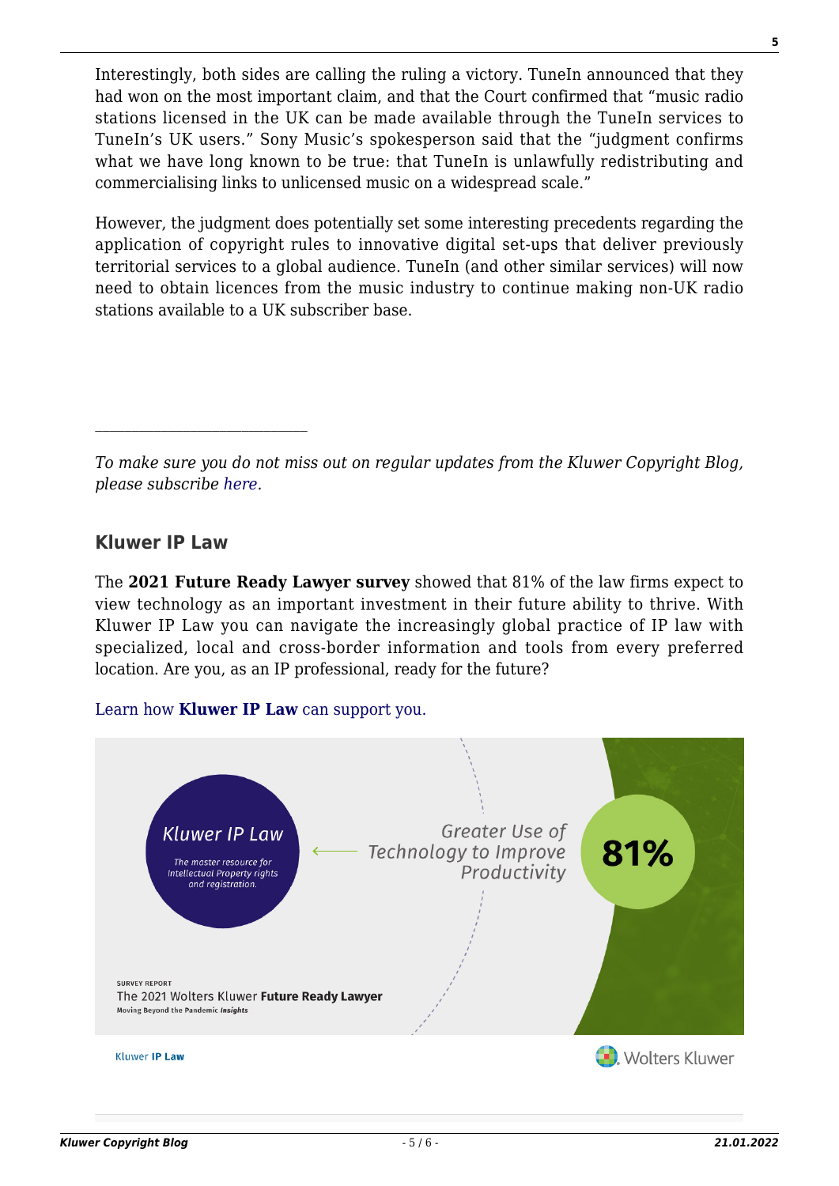Interestingly, both sides are calling the ruling a victory. TuneIn announced that they had won on the most important claim, and that the Court confirmed that "music radio stations licensed in the UK can be made available through the TuneIn services to TuneIn's UK users." Sony Music's spokesperson said that the "judgment confirms what we have long known to be true: that TuneIn is unlawfully redistributing and commercialising links to unlicensed music on a widespread scale."

However, the judgment does potentially set some interesting precedents regarding the application of copyright rules to innovative digital set-ups that deliver previously territorial services to a global audience. TuneIn (and other similar services) will now need to obtain licences from the music industry to continue making non-UK radio stations available to a UK subscriber base.

---

*To make sure you do not miss out on regular updates from the Kluwer Copyright Blog, please subscribe here.*

### Kluwer IP Law

The **2021 Future Ready Lawyer survey** showed that 81% of the law firms expect to view technology as an important investment in their future ability to thrive. With Kluwer IP Law you can navigate the increasingly global practice of IP law with specialized, local and cross-border information and tools from every preferred location. Are you, as an IP professional, ready for the future?

Learn how **Kluwer IP Law** can support you.

Kluwer IP Law
The master resource for Intellectual Property rights and registration.

Greater Use of Technology to Improve Productivity

81%

SURVEY REPORT
The 2021 Wolters Kluwer **Future Ready Lawyer**
Moving Beyond the Pandemic *Insights*

Kluwer **IP Law**

Wolters Kluwer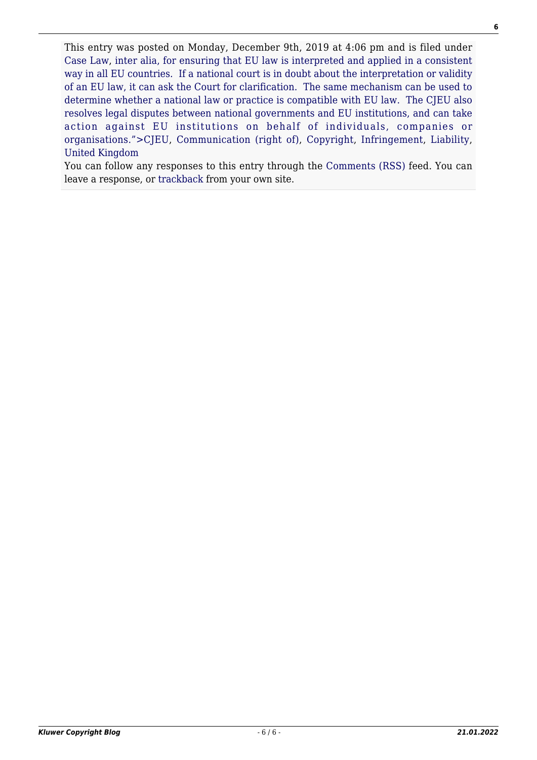This entry was posted on Monday, December 9th, 2019 at 4:06 pm and is filed under Case Law, inter alia, for ensuring that EU law is interpreted and applied in a consistent way in all EU countries. If a national court is in doubt about the interpretation or validity of an EU law, it can ask the Court for clarification. The same mechanism can be used to determine whether a national law or practice is compatible with EU law. The CJEU also resolves legal disputes between national governments and EU institutions, and can take action against EU institutions on behalf of individuals, companies or organisations.">CJEU, Communication (right of), Copyright, Infringement, Liability, United Kingdom

You can follow any responses to this entry through the Comments (RSS) feed. You can leave a response, or trackback from your own site.